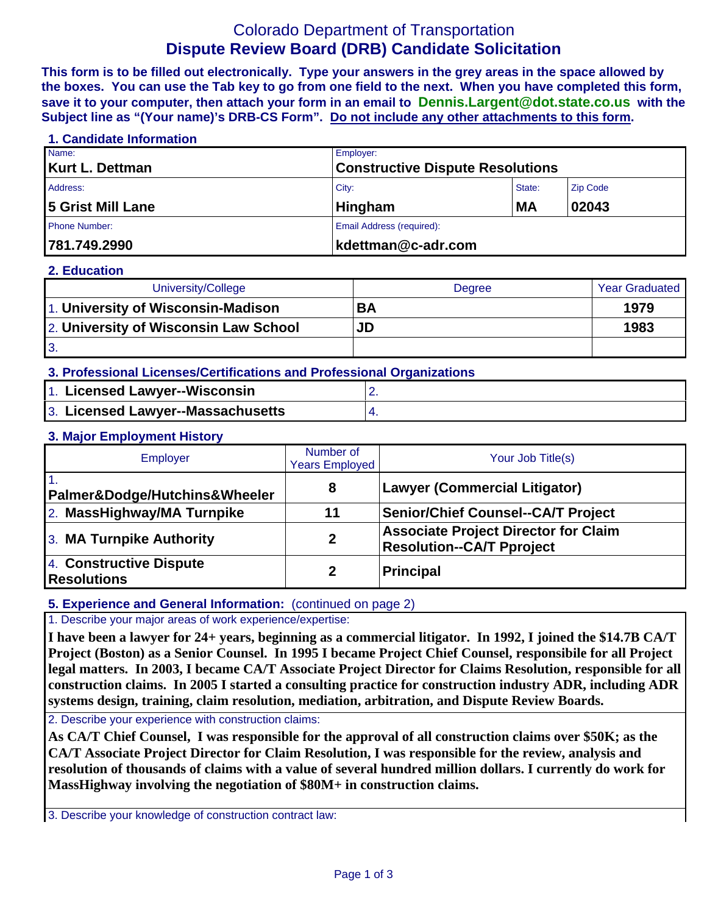# Colorado Department of Transportation
## Dispute Review Board (DRB) Candidate Solicitation

**This form is to be filled out electronically. Type your answers in the grey areas in the space allowed by the boxes. You can use the Tab key to go from one field to the next. When you have completed this form, save it to your computer, then attach your form in an email to Dennis.Largent@dot.state.co.us with the Subject line as "(Your name)'s DRB-CS Form". Do not include any other attachments to this form.**

### 1. Candidate Information

| Name: | Employer: | | |
|---|---|---|---|
| **Kurt L. Dettman** | **Constructive Dispute Resolutions** | | |
| **Address:** | **City:** | **State:** | **Zip Code** |
| **5 Grist Mill Lane** | **Hingham** | **MA** | **02043** |
| **Phone Number:** | **Email Address (required):** | | |
| **781.749.2990** | **kdettman@c-adr.com** | | |

### 2. Education

| University/College | Degree | Year Graduated |
|---|---|---|
| 1. **University of Wisconsin-Madison** | **BA** | **1979** |
| 2. **University of Wisconsin Law School** | **JD** | **1983** |
| 3. | | |

### 3. Professional Licenses/Certifications and Professional Organizations

| | |
|---|---|
| 1. **Licensed Lawyer--Wisconsin** | 2. |
| 3. **Licensed Lawyer--Massachusetts** | 4. |

### 3. Major Employment History

| Employer | Number of Years Employed | Your Job Title(s) |
|---|---|---|
| 1. **Palmer&Dodge/Hutchins&Wheeler** | **8** | **Lawyer (Commercial Litigator)** |
| 2. **MassHighway/MA Turnpike** | **11** | **Senior/Chief Counsel--CA/T Project** |
| 3. **MA Turnpike Authority** | **2** | **Associate Project Director for Claim Resolution--CA/T Pproject** |
| 4. **Constructive Dispute Resolutions** | **2** | **Principal** |

### 5. Experience and General Information: (continued on page 2)

1. Describe your major areas of work experience/expertise:

**I have been a lawyer for 24+ years, beginning as a commercial litigator. In 1992, I joined the $14.7B CA/T Project (Boston) as a Senior Counsel. In 1995 I became Project Chief Counsel, responsibile for all Project legal matters. In 2003, I became CA/T Associate Project Director for Claims Resolution, responsible for all construction claims. In 2005 I started a consulting practice for construction industry ADR, including ADR systems design, training, claim resolution, mediation, arbitration, and Dispute Review Boards.**

2. Describe your experience with construction claims:

**As CA/T Chief Counsel, I was responsible for the approval of all construction claims over $50K; as the CA/T Associate Project Director for Claim Resolution, I was responsible for the review, analysis and resolution of thousands of claims with a value of several hundred million dollars. I currently do work for MassHighway involving the negotiation of $80M+ in construction claims.**

3. Describe your knowledge of construction contract law: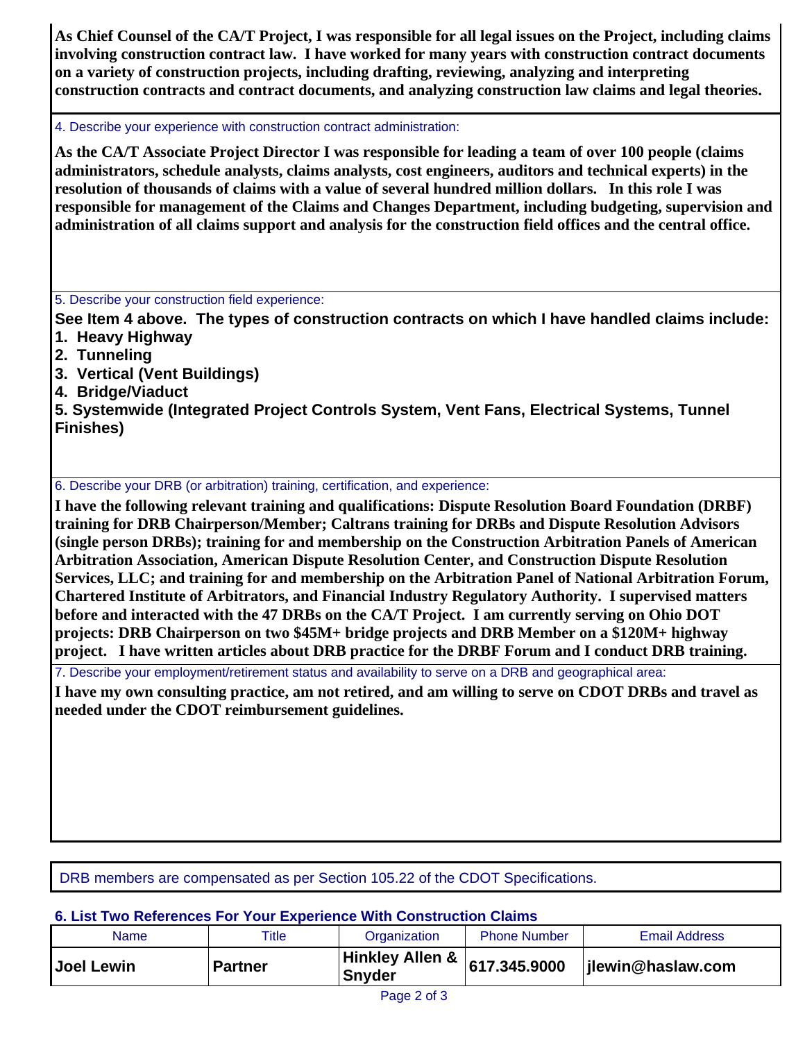**As Chief Counsel of the CA/T Project, I was responsible for all legal issues on the Project, including claims involving construction contract law. I have worked for many years with construction contract documents on a variety of construction projects, including drafting, reviewing, analyzing and interpreting construction contracts and contract documents, and analyzing construction law claims and legal theories.**

4. Describe your experience with construction contract administration:

**As the CA/T Associate Project Director I was responsible for leading a team of over 100 people (claims administrators, schedule analysts, claims analysts, cost engineers, auditors and technical experts) in the resolution of thousands of claims with a value of several hundred million dollars. In this role I was responsible for management of the Claims and Changes Department, including budgeting, supervision and administration of all claims support and analysis for the construction field offices and the central office.**

5. Describe your construction field experience:

**See Item 4 above. The types of construction contracts on which I have handled claims include:**
**1. Heavy Highway**
**2. Tunneling**
**3. Vertical (Vent Buildings)**
**4. Bridge/Viaduct**
**5. Systemwide (Integrated Project Controls System, Vent Fans, Electrical Systems, Tunnel Finishes)**

6. Describe your DRB (or arbitration) training, certification, and experience:

**I have the following relevant training and qualifications: Dispute Resolution Board Foundation (DRBF) training for DRB Chairperson/Member; Caltrans training for DRBs and Dispute Resolution Advisors (single person DRBs); training for and membership on the Construction Arbitration Panels of American Arbitration Association, American Dispute Resolution Center, and Construction Dispute Resolution Services, LLC; and training for and membership on the Arbitration Panel of National Arbitration Forum, Chartered Institute of Arbitrators, and Financial Industry Regulatory Authority. I supervised matters before and interacted with the 47 DRBs on the CA/T Project. I am currently serving on Ohio DOT projects: DRB Chairperson on two $45M+ bridge projects and DRB Member on a $120M+ highway project. I have written articles about DRB practice for the DRBF Forum and I conduct DRB training.**

7. Describe your employment/retirement status and availability to serve on a DRB and geographical area:

**I have my own consulting practice, am not retired, and am willing to serve on CDOT DRBs and travel as needed under the CDOT reimbursement guidelines.**

DRB members are compensated as per Section 105.22 of the CDOT Specifications.

### 6. List Two References For Your Experience With Construction Claims

| Name | Title | Organization | Phone Number | Email Address |
|---|---|---|---|---|
| **Joel Lewin** | **Partner** | **Hinkley Allen & Snyder** | **617.345.9000** | **jlewin@haslaw.com** |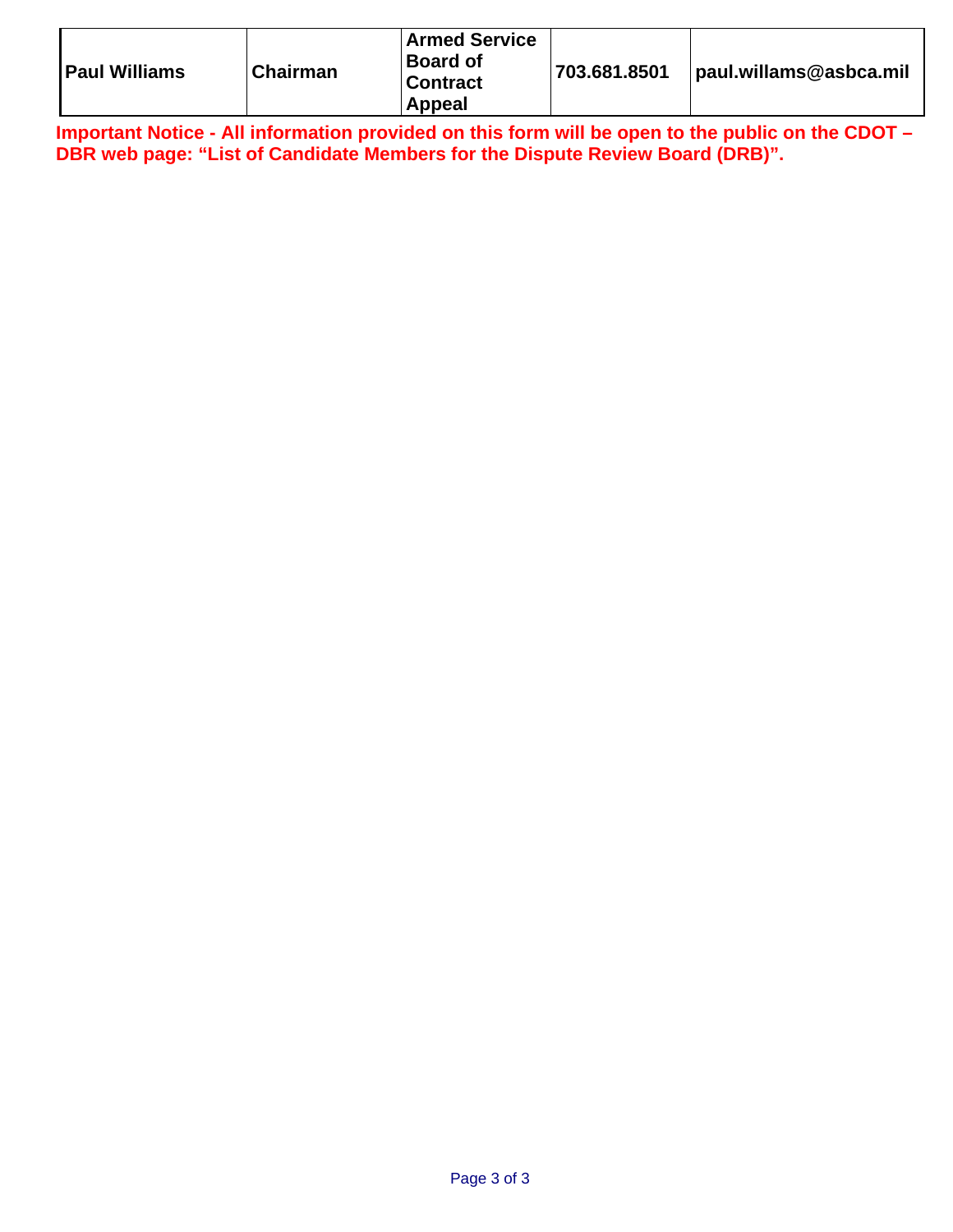| | | | | |
|---|---|---|---|---|
| **Paul Williams** | **Chairman** | **Armed Service Board of Contract Appeal** | **703.681.8501** | **paul.willams@asbca.mil** |

**Important Notice - All information provided on this form will be open to the public on the CDOT – DBR web page: "List of Candidate Members for the Dispute Review Board (DRB)".**